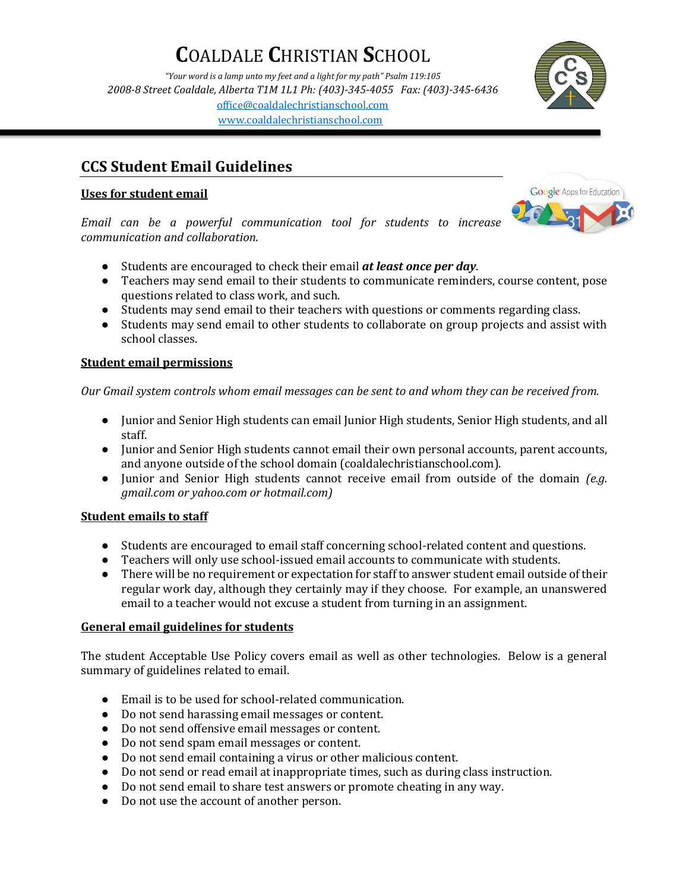# COALDALE CHRISTIAN SCHOOL

*"Your word is a lamp unto my feet and a light for my path" Psalm 119:105*

*2008-8 Street Coaldale, Alberta T1M 1L1 Ph: (403)-345-4055 Fax: (403)-345-6436*

office@coaldalechristianschool.com

www.coaldalechristianschool.com

## CCS Student Email Guidelines

### Uses for student email

*Email can be a powerful communication tool for students to increase communication and collaboration.*

- Students are encouraged to check their email ***at least once per day***.
- Teachers may send email to their students to communicate reminders, course content, pose questions related to class work, and such.
- Students may send email to their teachers with questions or comments regarding class.
- Students may send email to other students to collaborate on group projects and assist with school classes.

### Student email permissions

*Our Gmail system controls whom email messages can be sent to and whom they can be received from.*

- Junior and Senior High students can email Junior High students, Senior High students, and all staff.
- Junior and Senior High students cannot email their own personal accounts, parent accounts, and anyone outside of the school domain (coaldalechristianschool.com).
- Junior and Senior High students cannot receive email from outside of the domain *(e.g. gmail.com or yahoo.com or hotmail.com)*

### Student emails to staff

- Students are encouraged to email staff concerning school-related content and questions.
- Teachers will only use school-issued email accounts to communicate with students.
- There will be no requirement or expectation for staff to answer student email outside of their regular work day, although they certainly may if they choose. For example, an unanswered email to a teacher would not excuse a student from turning in an assignment.

### General email guidelines for students

The student Acceptable Use Policy covers email as well as other technologies. Below is a general summary of guidelines related to email.

- Email is to be used for school-related communication.
- Do not send harassing email messages or content.
- Do not send offensive email messages or content.
- Do not send spam email messages or content.
- Do not send email containing a virus or other malicious content.
- Do not send or read email at inappropriate times, such as during class instruction.
- Do not send email to share test answers or promote cheating in any way.
- Do not use the account of another person.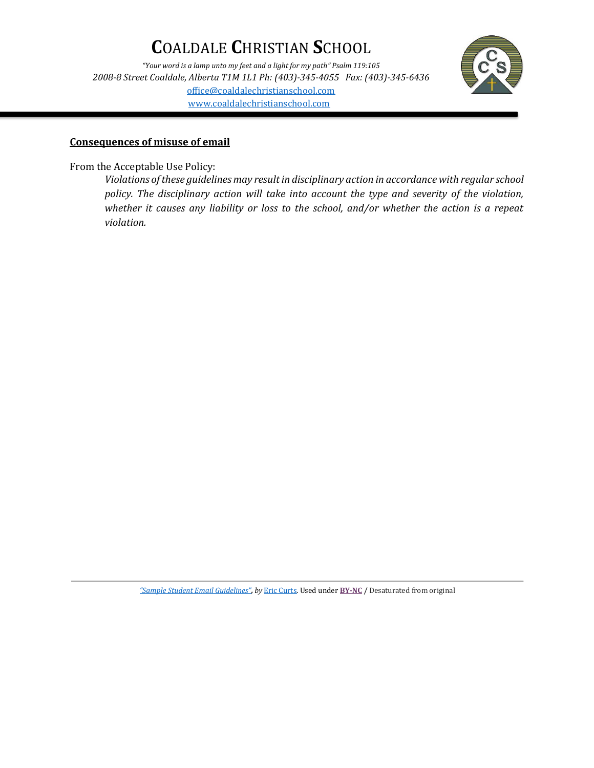**Consequences of misuse of email**

From the Acceptable Use Policy:

> *Violations of these guidelines may result in disciplinary action in accordance with regular school policy. The disciplinary action will take into account the type and severity of the violation, whether it causes any liability or loss to the school, and/or whether the action is a repeat violation.*

*"Sample Student Email Guidelines", by* Eric Curts. Used under **BY-NC** / Desaturated from original